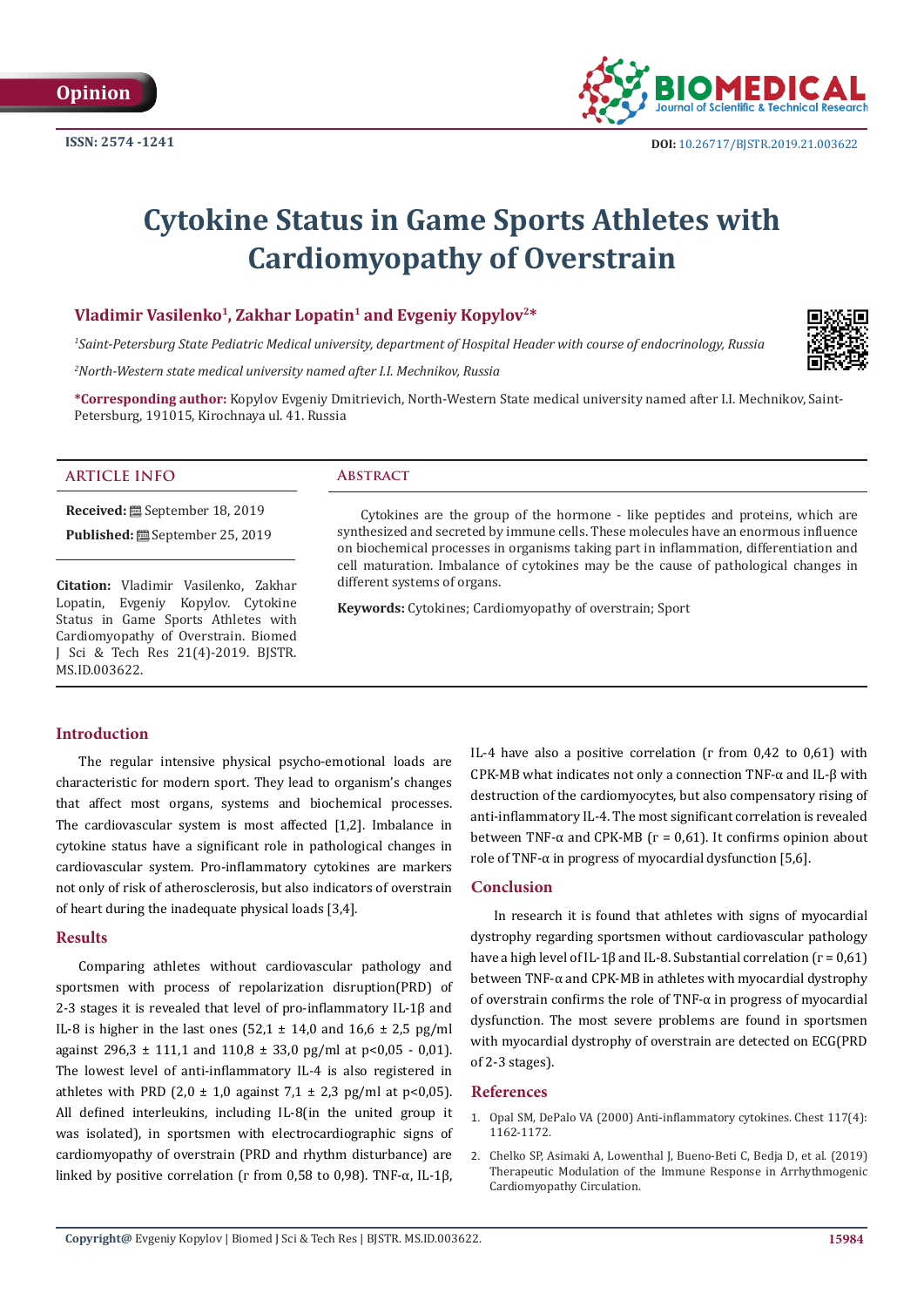Opinion

ISSN: 2574 -1241

DOI: 10.26717/BJSTR.2019.21.003622

# Cytokine Status in Game Sports Athletes with Cardiomyopathy of Overstrain

**Vladimir Vasilenko[1], Zakhar Lopatin[1] and Evgeniy Kopylov[2]***

*[1]Saint-Petersburg State Pediatric Medical university, department of Hospital Header with course of endocrinology, Russia*

*[2]North-Western state medical university named after I.I. Mechnikov, Russia*

***Corresponding author:** Kopylov Evgeniy Dmitrievich, North-Western State medical university named after I.I. Mechnikov, Saint-Petersburg, 191015, Kirochnaya ul. 41. Russia

## ARTICLE INFO

**Received:** September 18, 2019

**Published:** September 25, 2019

**Citation:** Vladimir Vasilenko, Zakhar Lopatin, Evgeniy Kopylov. Cytokine Status in Game Sports Athletes with Cardiomyopathy of Overstrain. Biomed J Sci & Tech Res 21(4)-2019. BJSTR. MS.ID.003622.

## Abstract

Cytokines are the group of the hormone - like peptides and proteins, which are synthesized and secreted by immune cells. These molecules have an enormous influence on biochemical processes in organisms taking part in inflammation, differentiation and cell maturation. Imbalance of cytokines may be the cause of pathological changes in different systems of organs.

**Keywords:** Cytokines; Cardiomyopathy of overstrain; Sport

## Introduction

The regular intensive physical psycho-emotional loads are characteristic for modern sport. They lead to organism's changes that affect most organs, systems and biochemical processes. The cardiovascular system is most affected [1,2]. Imbalance in cytokine status have a significant role in pathological changes in cardiovascular system. Pro-inflammatory cytokines are markers not only of risk of atherosclerosis, but also indicators of overstrain of heart during the inadequate physical loads [3,4].

## Results

Comparing athletes without cardiovascular pathology and sportsmen with process of repolarization disruption(PRD) of 2-3 stages it is revealed that level of pro-inflammatory IL-1β and IL-8 is higher in the last ones (52,1 ± 14,0 and 16,6 ± 2,5 pg/ml against 296,3 ± 111,1 and 110,8 ± 33,0 pg/ml at p<0,05 - 0,01). The lowest level of anti-inflammatory IL-4 is also registered in athletes with PRD (2,0 ± 1,0 against 7,1 ± 2,3 pg/ml at p<0,05). All defined interleukins, including IL-8(in the united group it was isolated), in sportsmen with electrocardiographic signs of cardiomyopathy of overstrain (PRD and rhythm disturbance) are linked by positive correlation (r from 0,58 to 0,98). TNF-α, IL-1β, IL-4 have also a positive correlation (r from 0,42 to 0,61) with CPK-MB what indicates not only a connection TNF-α and IL-β with destruction of the cardiomyocytes, but also compensatory rising of anti-inflammatory IL-4. The most significant correlation is revealed between TNF-α and CPK-MB (r = 0,61). It confirms opinion about role of TNF-α in progress of myocardial dysfunction [5,6].

## Conclusion

In research it is found that athletes with signs of myocardial dystrophy regarding sportsmen without cardiovascular pathology have a high level of IL-1β and IL-8. Substantial correlation (r = 0,61) between TNF-α and CPK-MB in athletes with myocardial dystrophy of overstrain confirms the role of TNF-α in progress of myocardial dysfunction. The most severe problems are found in sportsmen with myocardial dystrophy of overstrain are detected on ECG(PRD of 2-3 stages).

## References

1. Opal SM, DePalo VA (2000) Anti-inflammatory cytokines. Chest 117(4): 1162-1172.
2. Chelko SP, Asimaki A, Lowenthal J, Bueno-Beti C, Bedja D, et al. (2019) Therapeutic Modulation of the Immune Response in Arrhythmogenic Cardiomyopathy Circulation.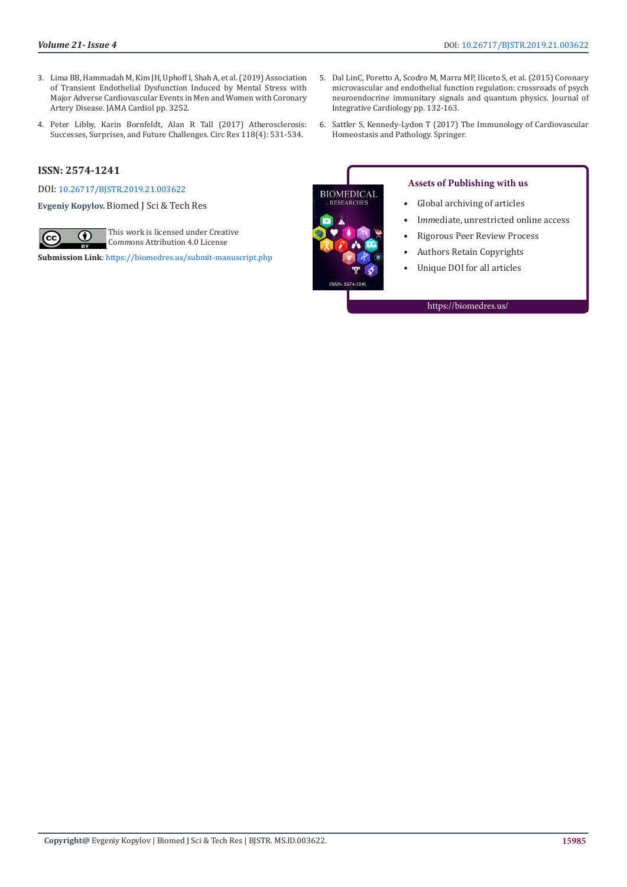3. Lima BB, Hammadah M, Kim JH, Uphoff I, Shah A, et al. (2019) Association of Transient Endothelial Dysfunction Induced by Mental Stress with Major Adverse Cardiovascular Events in Men and Women with Coronary Artery Disease. JAMA Cardiol pp. 3252.
4. Peter Libby, Karin Bornfeldt, Alan R Tall (2017) Atherosclerosis: Successes, Surprises, and Future Challenges. Circ Res 118(4): 531-534.
5. Dal LinC, Poretto A, Scodro M, Marra MP, Iliceto S, et al. (2015) Coronary microvascular and endothelial function regulation: crossroads of psych neuroendocrine immunitary signals and quantum physics. Journal of Integrative Cardiology pp. 132-163.
6. Sattler S, Kennedy-Lydon T (2017) The Immunology of Cardiovascular Homeostasis and Pathology. Springer.

**ISSN: 2574-1241**

DOI: 10.26717/BJSTR.2019.21.003622

**Evgeniy Kopylov.** Biomed J Sci & Tech Res

This work is licensed under Creative Commons Attribution 4.0 License

**Submission Link**: https://biomedres.us/submit-manuscript.php

BIOMEDICAL RESEARCHES

ISSN: 2574-1241

### Assets of Publishing with us

- Global archiving of articles
- Immediate, unrestricted online access
- Rigorous Peer Review Process
- Authors Retain Copyrights
- Unique DOI for all articles

https://biomedres.us/